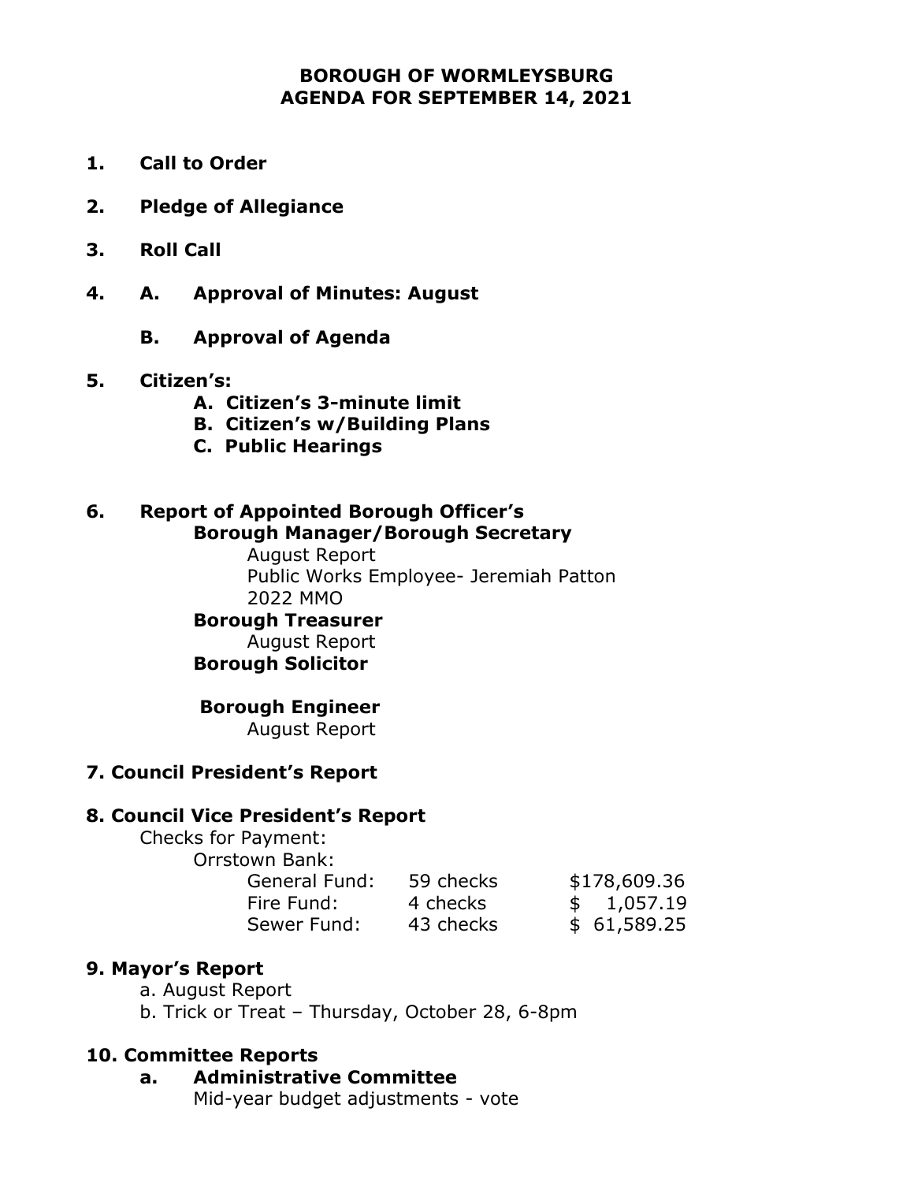# BOROUGH OF WORMLEYSBURG
# AGENDA FOR SEPTEMBER 14, 2021

**1. Call to Order**

**2. Pledge of Allegiance**

**3. Roll Call**

**4. A. Approval of Minutes: August**

**B. Approval of Agenda**

**5. Citizen's:**

- **A. Citizen's 3-minute limit**
- **B. Citizen's w/Building Plans**
- **C. Public Hearings**

**6. Report of Appointed Borough Officer's**

**Borough Manager/Borough Secretary**

August Report
Public Works Employee- Jeremiah Patton
2022 MMO

**Borough Treasurer**

August Report

**Borough Solicitor**

**Borough Engineer**

August Report

**7. Council President's Report**

**8. Council Vice President's Report**

Checks for Payment:

Orrstown Bank:

| | | |
|---|---|---|
| General Fund: | 59 checks | $178,609.36 |
| Fire Fund: | 4 checks | $ 1,057.19 |
| Sewer Fund: | 43 checks | $ 61,589.25 |

**9. Mayor's Report**

a. August Report
b. Trick or Treat – Thursday, October 28, 6-8pm

**10. Committee Reports**

**a. Administrative Committee**

Mid-year budget adjustments - vote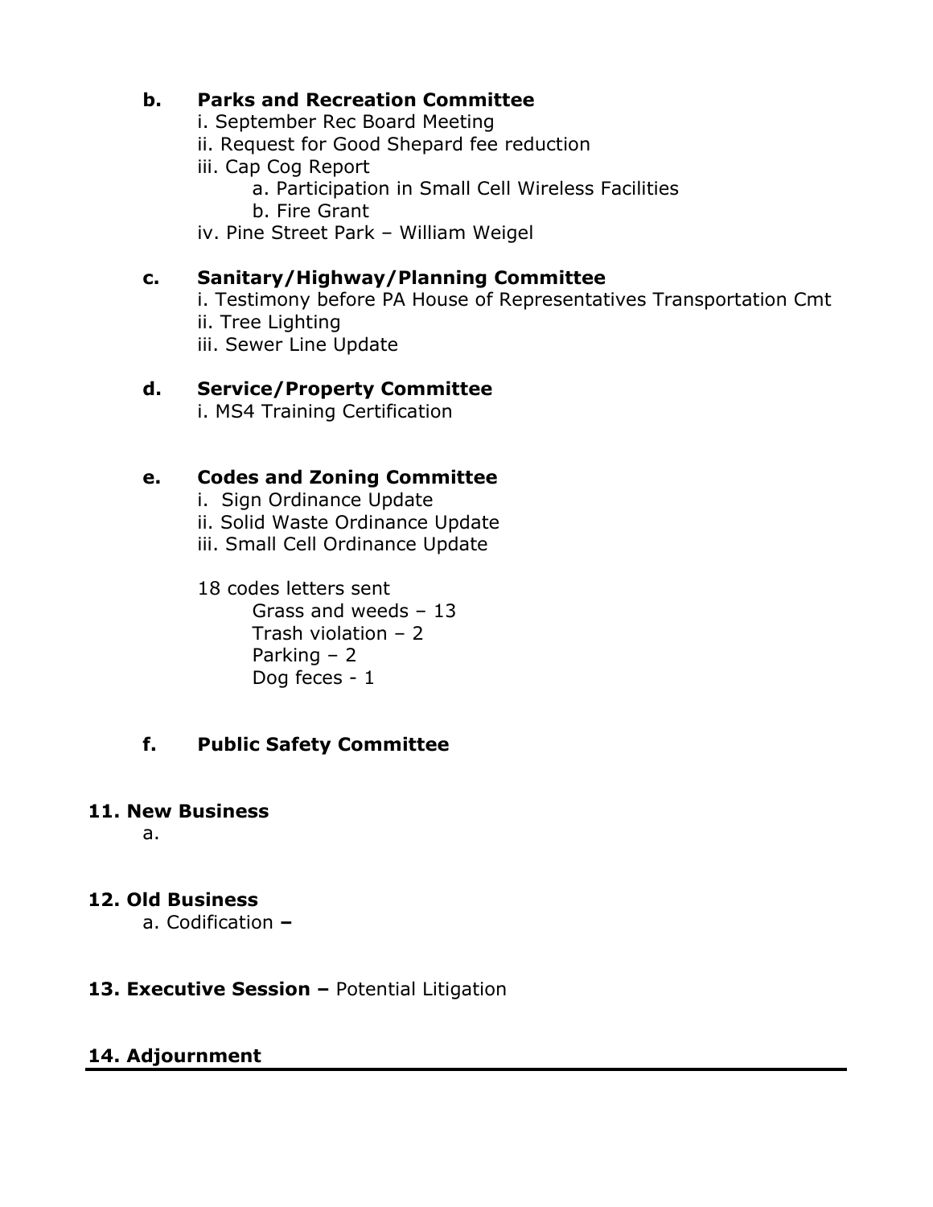**b. Parks and Recreation Committee**

i. September Rec Board Meeting
ii. Request for Good Shepard fee reduction
iii. Cap Cog Report
  a. Participation in Small Cell Wireless Facilities
  b. Fire Grant
iv. Pine Street Park – William Weigel

**c. Sanitary/Highway/Planning Committee**

i. Testimony before PA House of Representatives Transportation Cmt
ii. Tree Lighting
iii. Sewer Line Update

**d. Service/Property Committee**

i. MS4 Training Certification

**e. Codes and Zoning Committee**

i. Sign Ordinance Update
ii. Solid Waste Ordinance Update
iii. Small Cell Ordinance Update

18 codes letters sent
  Grass and weeds – 13
  Trash violation – 2
  Parking – 2
  Dog feces - 1

**f. Public Safety Committee**

**11. New Business**

a.

**12. Old Business**

a. Codification **–**

**13. Executive Session –** Potential Litigation

**14. Adjournment**